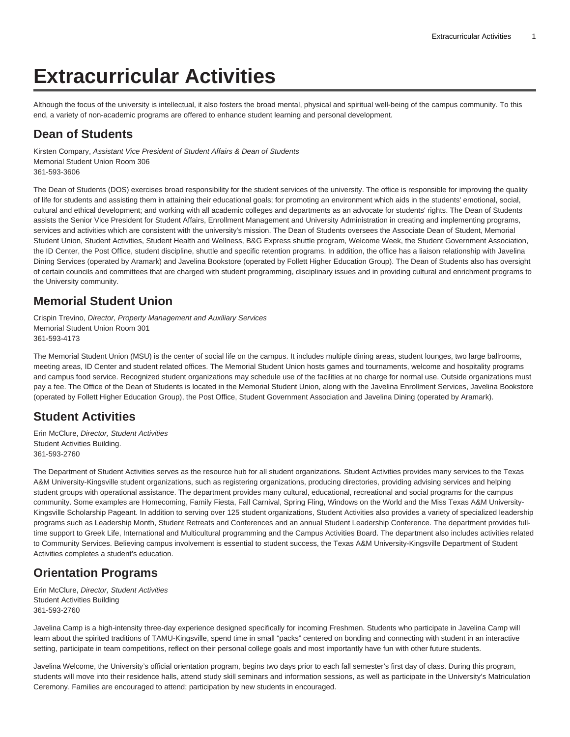# Extracurricular Activities

Although the focus of the university is intellectual, it also fosters the broad mental, physical and spiritual well-being of the campus community. To this end, a variety of non-academic programs are offered to enhance student learning and personal development.

## Dean of Students

Kirsten Compary, *Assistant Vice President of Student Affairs & Dean of Students*
Memorial Student Union Room 306
361-593-3606

The Dean of Students (DOS) exercises broad responsibility for the student services of the university. The office is responsible for improving the quality of life for students and assisting them in attaining their educational goals; for promoting an environment which aids in the students' emotional, social, cultural and ethical development; and working with all academic colleges and departments as an advocate for students' rights. The Dean of Students assists the Senior Vice President for Student Affairs, Enrollment Management and University Administration in creating and implementing programs, services and activities which are consistent with the university's mission. The Dean of Students oversees the Associate Dean of Student, Memorial Student Union, Student Activities, Student Health and Wellness, B&G Express shuttle program, Welcome Week, the Student Government Association, the ID Center, the Post Office, student discipline, shuttle and specific retention programs. In addition, the office has a liaison relationship with Javelina Dining Services (operated by Aramark) and Javelina Bookstore (operated by Follett Higher Education Group). The Dean of Students also has oversight of certain councils and committees that are charged with student programming, disciplinary issues and in providing cultural and enrichment programs to the University community.

## Memorial Student Union

Crispin Trevino, *Director, Property Management and Auxiliary Services*
Memorial Student Union Room 301
361-593-4173

The Memorial Student Union (MSU) is the center of social life on the campus. It includes multiple dining areas, student lounges, two large ballrooms, meeting areas, ID Center and student related offices. The Memorial Student Union hosts games and tournaments, welcome and hospitality programs and campus food service. Recognized student organizations may schedule use of the facilities at no charge for normal use. Outside organizations must pay a fee. The Office of the Dean of Students is located in the Memorial Student Union, along with the Javelina Enrollment Services, Javelina Bookstore (operated by Follett Higher Education Group), the Post Office, Student Government Association and Javelina Dining (operated by Aramark).

## Student Activities

Erin McClure, *Director, Student Activities*
Student Activities Building.
361-593-2760

The Department of Student Activities serves as the resource hub for all student organizations. Student Activities provides many services to the Texas A&M University-Kingsville student organizations, such as registering organizations, producing directories, providing advising services and helping student groups with operational assistance. The department provides many cultural, educational, recreational and social programs for the campus community. Some examples are Homecoming, Family Fiesta, Fall Carnival, Spring Fling, Windows on the World and the Miss Texas A&M University-Kingsville Scholarship Pageant. In addition to serving over 125 student organizations, Student Activities also provides a variety of specialized leadership programs such as Leadership Month, Student Retreats and Conferences and an annual Student Leadership Conference. The department provides full-time support to Greek Life, International and Multicultural programming and the Campus Activities Board. The department also includes activities related to Community Services. Believing campus involvement is essential to student success, the Texas A&M University-Kingsville Department of Student Activities completes a student's education.

## Orientation Programs

Erin McClure, *Director, Student Activities*
Student Activities Building
361-593-2760

Javelina Camp is a high-intensity three-day experience designed specifically for incoming Freshmen. Students who participate in Javelina Camp will learn about the spirited traditions of TAMU-Kingsville, spend time in small "packs" centered on bonding and connecting with student in an interactive setting, participate in team competitions, reflect on their personal college goals and most importantly have fun with other future students.

Javelina Welcome, the University's official orientation program, begins two days prior to each fall semester's first day of class. During this program, students will move into their residence halls, attend study skill seminars and information sessions, as well as participate in the University's Matriculation Ceremony. Families are encouraged to attend; participation by new students in encouraged.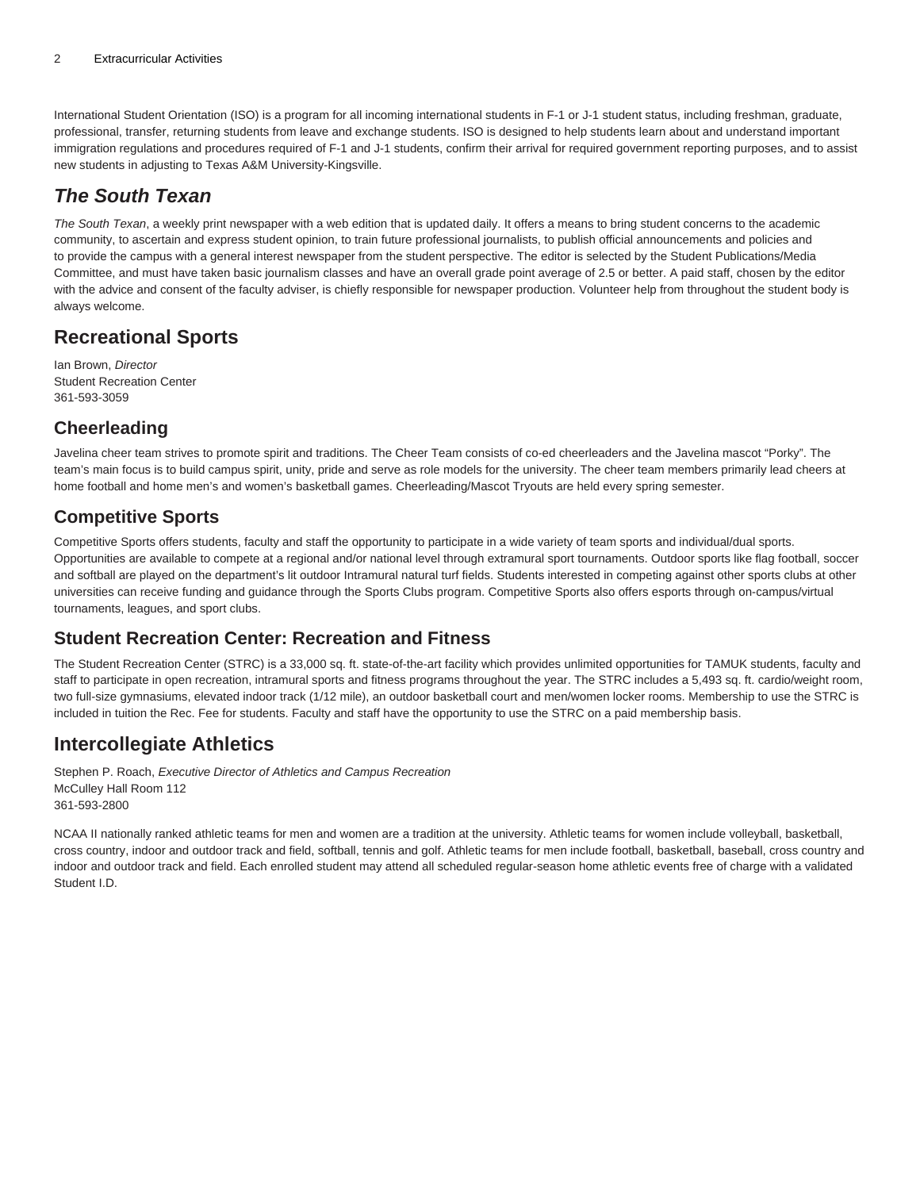International Student Orientation (ISO) is a program for all incoming international students in F-1 or J-1 student status, including freshman, graduate, professional, transfer, returning students from leave and exchange students. ISO is designed to help students learn about and understand important immigration regulations and procedures required of F-1 and J-1 students, confirm their arrival for required government reporting purposes, and to assist new students in adjusting to Texas A&M University-Kingsville.

## *The South Texan*

*The South Texan*, a weekly print newspaper with a web edition that is updated daily. It offers a means to bring student concerns to the academic community, to ascertain and express student opinion, to train future professional journalists, to publish official announcements and policies and to provide the campus with a general interest newspaper from the student perspective. The editor is selected by the Student Publications/Media Committee, and must have taken basic journalism classes and have an overall grade point average of 2.5 or better. A paid staff, chosen by the editor with the advice and consent of the faculty adviser, is chiefly responsible for newspaper production. Volunteer help from throughout the student body is always welcome.

## Recreational Sports

Ian Brown, *Director*
Student Recreation Center
361-593-3059

### Cheerleading

Javelina cheer team strives to promote spirit and traditions. The Cheer Team consists of co-ed cheerleaders and the Javelina mascot "Porky". The team's main focus is to build campus spirit, unity, pride and serve as role models for the university. The cheer team members primarily lead cheers at home football and home men's and women's basketball games. Cheerleading/Mascot Tryouts are held every spring semester.

### Competitive Sports

Competitive Sports offers students, faculty and staff the opportunity to participate in a wide variety of team sports and individual/dual sports. Opportunities are available to compete at a regional and/or national level through extramural sport tournaments. Outdoor sports like flag football, soccer and softball are played on the department's lit outdoor Intramural natural turf fields. Students interested in competing against other sports clubs at other universities can receive funding and guidance through the Sports Clubs program. Competitive Sports also offers esports through on-campus/virtual tournaments, leagues, and sport clubs.

### Student Recreation Center: Recreation and Fitness

The Student Recreation Center (STRC) is a 33,000 sq. ft. state-of-the-art facility which provides unlimited opportunities for TAMUK students, faculty and staff to participate in open recreation, intramural sports and fitness programs throughout the year. The STRC includes a 5,493 sq. ft. cardio/weight room, two full-size gymnasiums, elevated indoor track (1/12 mile), an outdoor basketball court and men/women locker rooms. Membership to use the STRC is included in tuition the Rec. Fee for students. Faculty and staff have the opportunity to use the STRC on a paid membership basis.

## Intercollegiate Athletics

Stephen P. Roach, *Executive Director of Athletics and Campus Recreation*
McCulley Hall Room 112
361-593-2800

NCAA II nationally ranked athletic teams for men and women are a tradition at the university. Athletic teams for women include volleyball, basketball, cross country, indoor and outdoor track and field, softball, tennis and golf. Athletic teams for men include football, basketball, baseball, cross country and indoor and outdoor track and field. Each enrolled student may attend all scheduled regular-season home athletic events free of charge with a validated Student I.D.